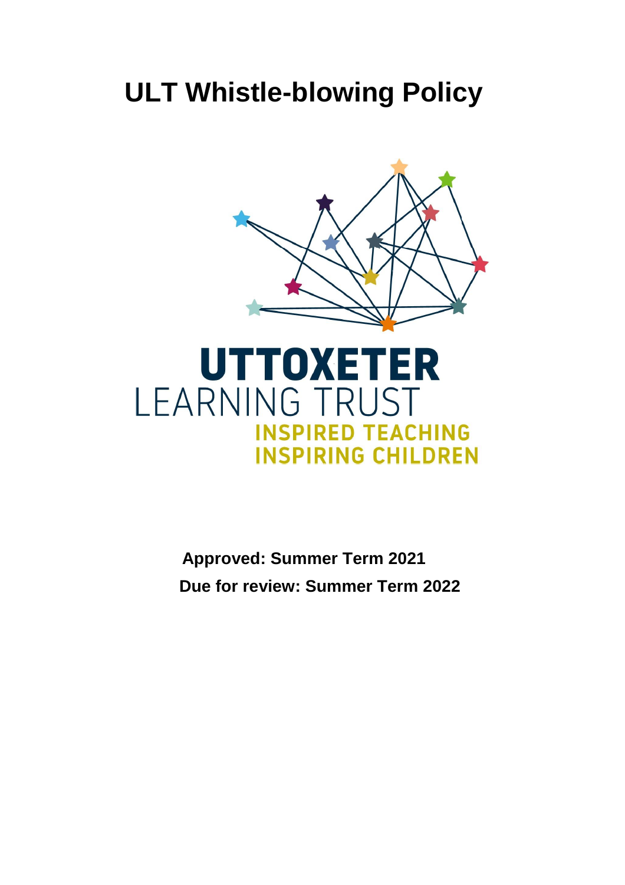# ULT Whistle-blowing Policy

UTTOXETER
LEARNING TRUST
INSPIRED TEACHING
INSPIRING CHILDREN

**Approved: Summer Term 2021**

**Due for review: Summer Term 2022**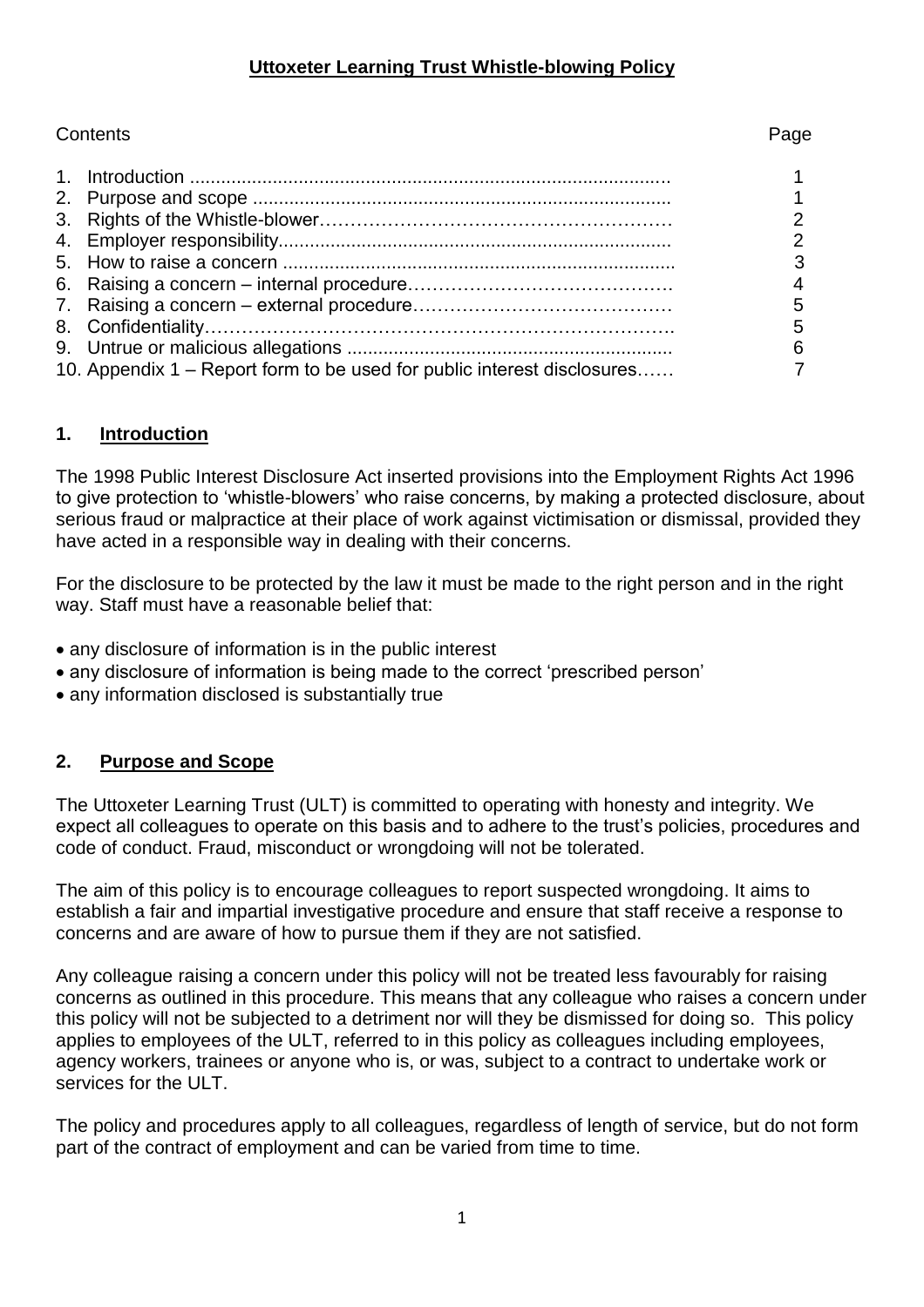# Uttoxeter Learning Trust Whistle-blowing Policy

| Contents | Page |
|---|---|
| 1. Introduction | 1 |
| 2. Purpose and scope | 1 |
| 3. Rights of the Whistle-blower | 2 |
| 4. Employer responsibility | 2 |
| 5. How to raise a concern | 3 |
| 6. Raising a concern – internal procedure | 4 |
| 7. Raising a concern – external procedure | 5 |
| 8. Confidentiality | 5 |
| 9. Untrue or malicious allegations | 6 |
| 10. Appendix 1 – Report form to be used for public interest disclosures | 7 |

## 1. Introduction

The 1998 Public Interest Disclosure Act inserted provisions into the Employment Rights Act 1996 to give protection to 'whistle-blowers' who raise concerns, by making a protected disclosure, about serious fraud or malpractice at their place of work against victimisation or dismissal, provided they have acted in a responsible way in dealing with their concerns.

For the disclosure to be protected by the law it must be made to the right person and in the right way. Staff must have a reasonable belief that:

- any disclosure of information is in the public interest
- any disclosure of information is being made to the correct 'prescribed person'
- any information disclosed is substantially true

## 2. Purpose and Scope

The Uttoxeter Learning Trust (ULT) is committed to operating with honesty and integrity. We expect all colleagues to operate on this basis and to adhere to the trust's policies, procedures and code of conduct. Fraud, misconduct or wrongdoing will not be tolerated.

The aim of this policy is to encourage colleagues to report suspected wrongdoing. It aims to establish a fair and impartial investigative procedure and ensure that staff receive a response to concerns and are aware of how to pursue them if they are not satisfied.

Any colleague raising a concern under this policy will not be treated less favourably for raising concerns as outlined in this procedure. This means that any colleague who raises a concern under this policy will not be subjected to a detriment nor will they be dismissed for doing so. This policy applies to employees of the ULT, referred to in this policy as colleagues including employees, agency workers, trainees or anyone who is, or was, subject to a contract to undertake work or services for the ULT.

The policy and procedures apply to all colleagues, regardless of length of service, but do not form part of the contract of employment and can be varied from time to time.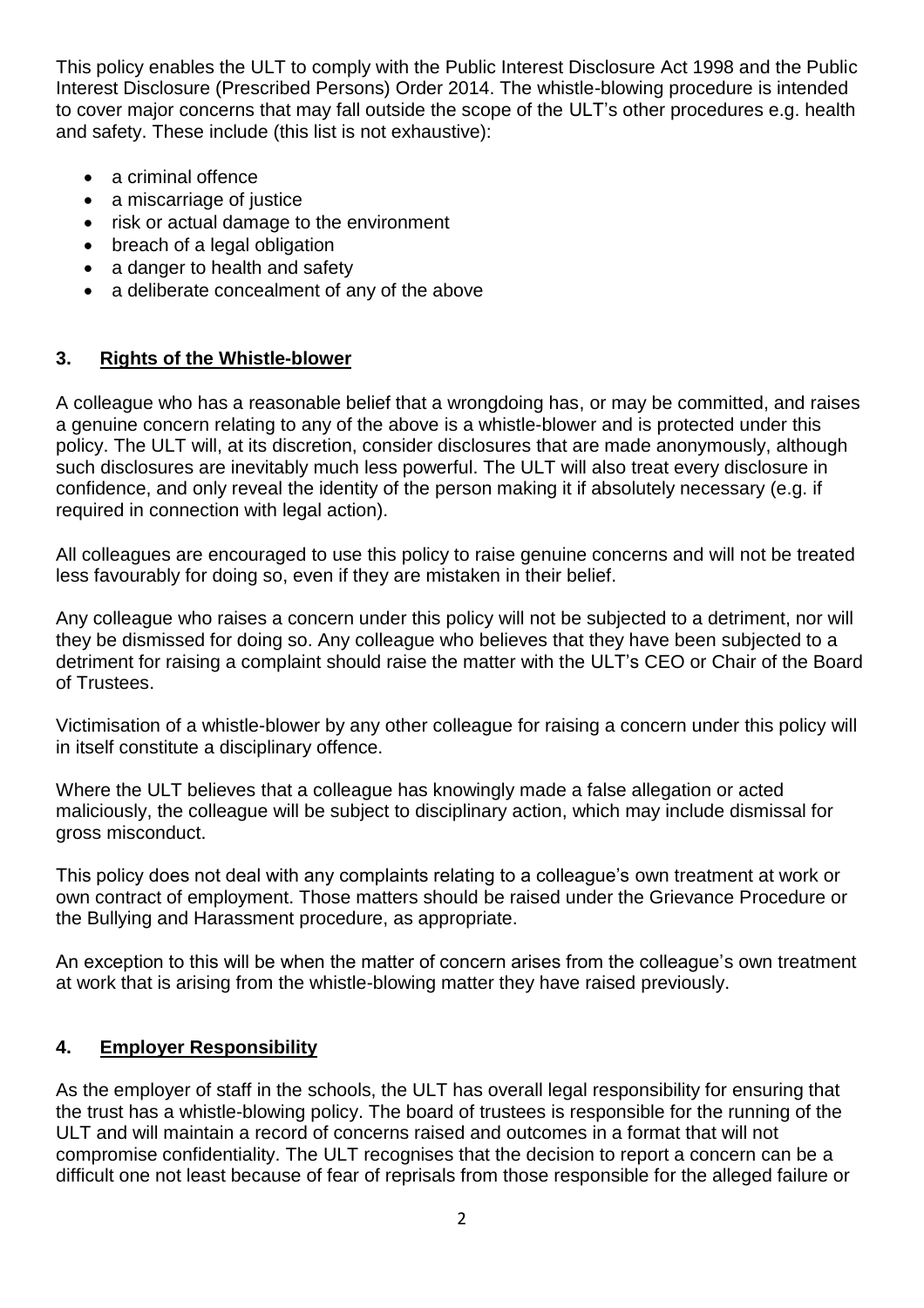This policy enables the ULT to comply with the Public Interest Disclosure Act 1998 and the Public Interest Disclosure (Prescribed Persons) Order 2014. The whistle-blowing procedure is intended to cover major concerns that may fall outside the scope of the ULT's other procedures e.g. health and safety. These include (this list is not exhaustive):

- a criminal offence
- a miscarriage of justice
- risk or actual damage to the environment
- breach of a legal obligation
- a danger to health and safety
- a deliberate concealment of any of the above

## 3. Rights of the Whistle-blower

A colleague who has a reasonable belief that a wrongdoing has, or may be committed, and raises a genuine concern relating to any of the above is a whistle-blower and is protected under this policy. The ULT will, at its discretion, consider disclosures that are made anonymously, although such disclosures are inevitably much less powerful. The ULT will also treat every disclosure in confidence, and only reveal the identity of the person making it if absolutely necessary (e.g. if required in connection with legal action).

All colleagues are encouraged to use this policy to raise genuine concerns and will not be treated less favourably for doing so, even if they are mistaken in their belief.

Any colleague who raises a concern under this policy will not be subjected to a detriment, nor will they be dismissed for doing so. Any colleague who believes that they have been subjected to a detriment for raising a complaint should raise the matter with the ULT's CEO or Chair of the Board of Trustees.

Victimisation of a whistle-blower by any other colleague for raising a concern under this policy will in itself constitute a disciplinary offence.

Where the ULT believes that a colleague has knowingly made a false allegation or acted maliciously, the colleague will be subject to disciplinary action, which may include dismissal for gross misconduct.

This policy does not deal with any complaints relating to a colleague's own treatment at work or own contract of employment. Those matters should be raised under the Grievance Procedure or the Bullying and Harassment procedure, as appropriate.

An exception to this will be when the matter of concern arises from the colleague's own treatment at work that is arising from the whistle-blowing matter they have raised previously.

## 4. Employer Responsibility

As the employer of staff in the schools, the ULT has overall legal responsibility for ensuring that the trust has a whistle-blowing policy. The board of trustees is responsible for the running of the ULT and will maintain a record of concerns raised and outcomes in a format that will not compromise confidentiality. The ULT recognises that the decision to report a concern can be a difficult one not least because of fear of reprisals from those responsible for the alleged failure or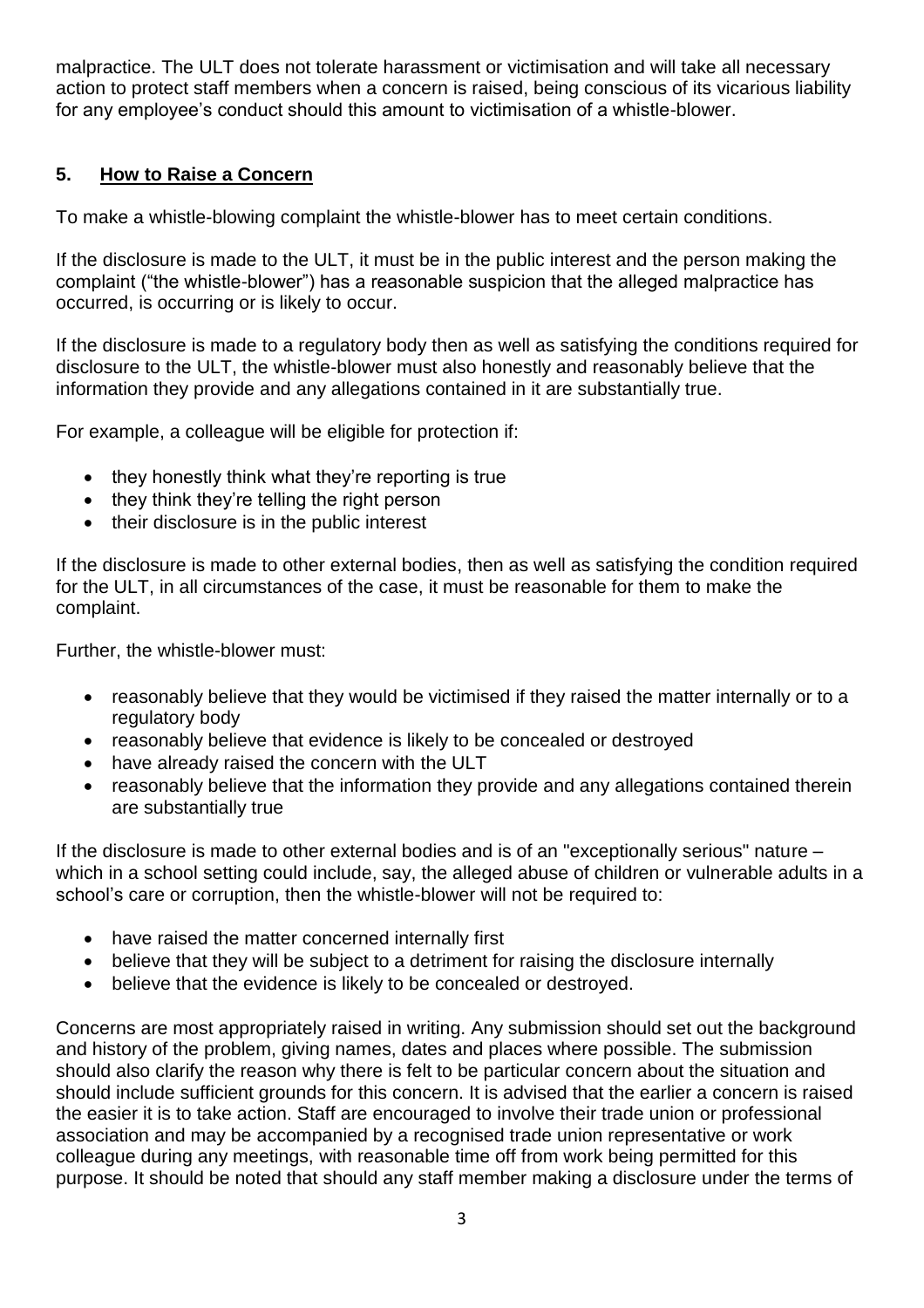malpractice. The ULT does not tolerate harassment or victimisation and will take all necessary action to protect staff members when a concern is raised, being conscious of its vicarious liability for any employee's conduct should this amount to victimisation of a whistle-blower.

## 5. How to Raise a Concern

To make a whistle-blowing complaint the whistle-blower has to meet certain conditions.

If the disclosure is made to the ULT, it must be in the public interest and the person making the complaint ("the whistle-blower") has a reasonable suspicion that the alleged malpractice has occurred, is occurring or is likely to occur.

If the disclosure is made to a regulatory body then as well as satisfying the conditions required for disclosure to the ULT, the whistle-blower must also honestly and reasonably believe that the information they provide and any allegations contained in it are substantially true.

For example, a colleague will be eligible for protection if:

- they honestly think what they're reporting is true
- they think they're telling the right person
- their disclosure is in the public interest

If the disclosure is made to other external bodies, then as well as satisfying the condition required for the ULT, in all circumstances of the case, it must be reasonable for them to make the complaint.

Further, the whistle-blower must:

- reasonably believe that they would be victimised if they raised the matter internally or to a regulatory body
- reasonably believe that evidence is likely to be concealed or destroyed
- have already raised the concern with the ULT
- reasonably believe that the information they provide and any allegations contained therein are substantially true

If the disclosure is made to other external bodies and is of an "exceptionally serious" nature – which in a school setting could include, say, the alleged abuse of children or vulnerable adults in a school's care or corruption, then the whistle-blower will not be required to:

- have raised the matter concerned internally first
- believe that they will be subject to a detriment for raising the disclosure internally
- believe that the evidence is likely to be concealed or destroyed.

Concerns are most appropriately raised in writing. Any submission should set out the background and history of the problem, giving names, dates and places where possible. The submission should also clarify the reason why there is felt to be particular concern about the situation and should include sufficient grounds for this concern. It is advised that the earlier a concern is raised the easier it is to take action. Staff are encouraged to involve their trade union or professional association and may be accompanied by a recognised trade union representative or work colleague during any meetings, with reasonable time off from work being permitted for this purpose. It should be noted that should any staff member making a disclosure under the terms of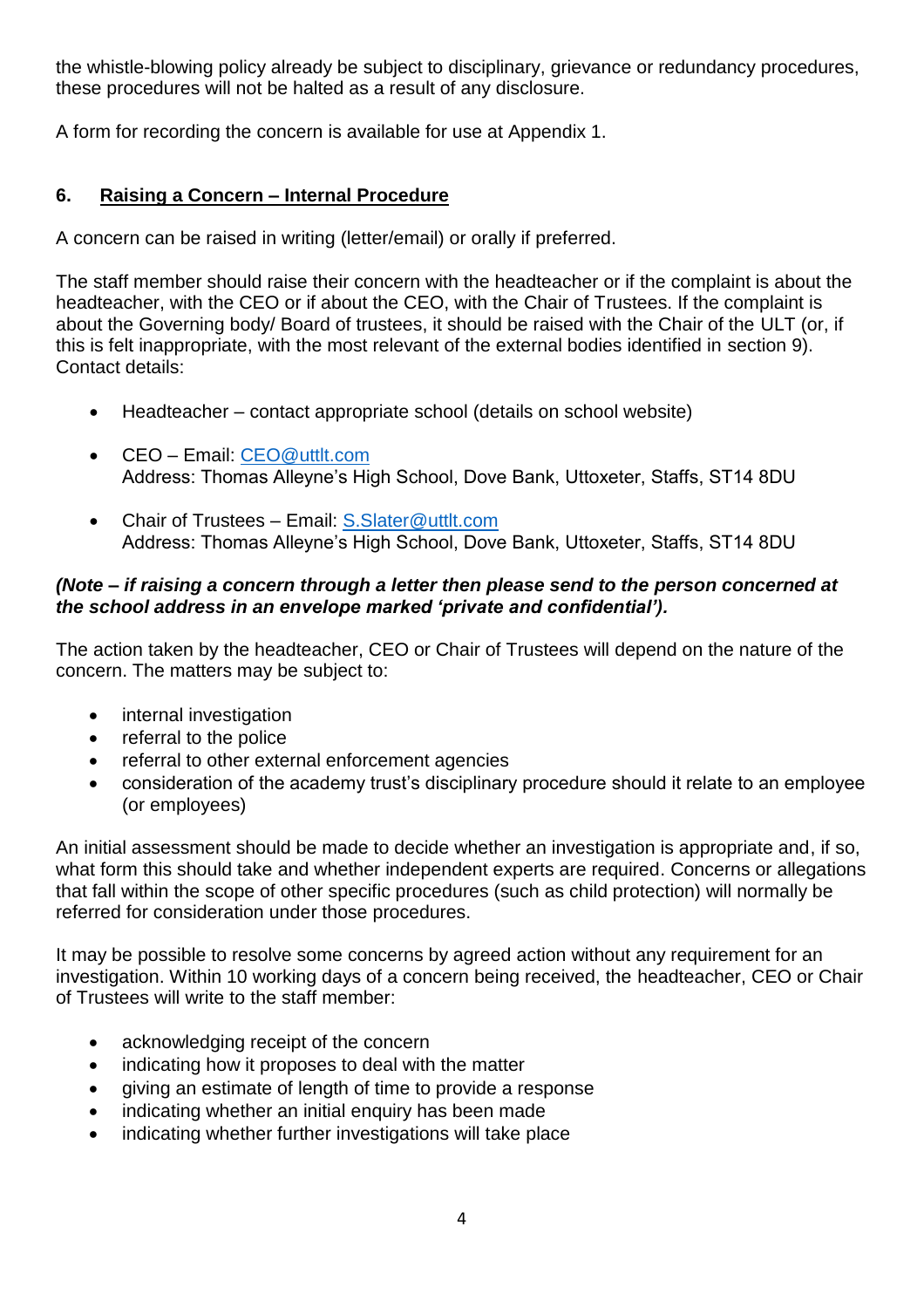the whistle-blowing policy already be subject to disciplinary, grievance or redundancy procedures, these procedures will not be halted as a result of any disclosure.

A form for recording the concern is available for use at Appendix 1.

## 6. Raising a Concern – Internal Procedure

A concern can be raised in writing (letter/email) or orally if preferred.

The staff member should raise their concern with the headteacher or if the complaint is about the headteacher, with the CEO or if about the CEO, with the Chair of Trustees. If the complaint is about the Governing body/ Board of trustees, it should be raised with the Chair of the ULT (or, if this is felt inappropriate, with the most relevant of the external bodies identified in section 9). Contact details:

- Headteacher – contact appropriate school (details on school website)
- CEO – Email: CEO@uttlt.com
  Address: Thomas Alleyne's High School, Dove Bank, Uttoxeter, Staffs, ST14 8DU
- Chair of Trustees – Email: S.Slater@uttlt.com
  Address: Thomas Alleyne's High School, Dove Bank, Uttoxeter, Staffs, ST14 8DU

***(Note – if raising a concern through a letter then please send to the person concerned at the school address in an envelope marked 'private and confidential').***

The action taken by the headteacher, CEO or Chair of Trustees will depend on the nature of the concern. The matters may be subject to:

- internal investigation
- referral to the police
- referral to other external enforcement agencies
- consideration of the academy trust's disciplinary procedure should it relate to an employee (or employees)

An initial assessment should be made to decide whether an investigation is appropriate and, if so, what form this should take and whether independent experts are required. Concerns or allegations that fall within the scope of other specific procedures (such as child protection) will normally be referred for consideration under those procedures.

It may be possible to resolve some concerns by agreed action without any requirement for an investigation. Within 10 working days of a concern being received, the headteacher, CEO or Chair of Trustees will write to the staff member:

- acknowledging receipt of the concern
- indicating how it proposes to deal with the matter
- giving an estimate of length of time to provide a response
- indicating whether an initial enquiry has been made
- indicating whether further investigations will take place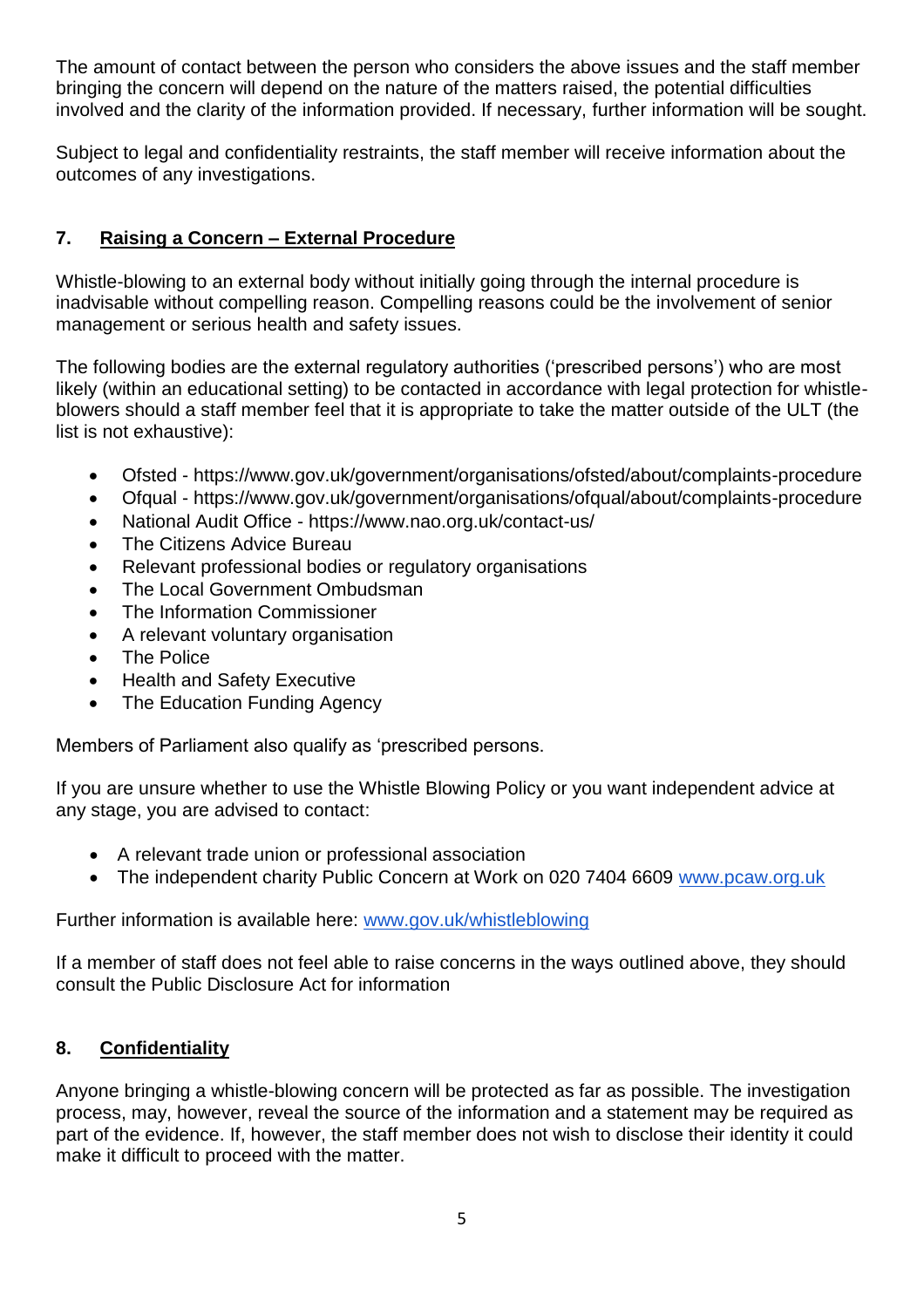The amount of contact between the person who considers the above issues and the staff member bringing the concern will depend on the nature of the matters raised, the potential difficulties involved and the clarity of the information provided. If necessary, further information will be sought.

Subject to legal and confidentiality restraints, the staff member will receive information about the outcomes of any investigations.

## 7. Raising a Concern – External Procedure

Whistle-blowing to an external body without initially going through the internal procedure is inadvisable without compelling reason. Compelling reasons could be the involvement of senior management or serious health and safety issues.

The following bodies are the external regulatory authorities ('prescribed persons') who are most likely (within an educational setting) to be contacted in accordance with legal protection for whistle-blowers should a staff member feel that it is appropriate to take the matter outside of the ULT (the list is not exhaustive):

- Ofsted - https://www.gov.uk/government/organisations/ofsted/about/complaints-procedure
- Ofqual - https://www.gov.uk/government/organisations/ofqual/about/complaints-procedure
- National Audit Office - https://www.nao.org.uk/contact-us/
- The Citizens Advice Bureau
- Relevant professional bodies or regulatory organisations
- The Local Government Ombudsman
- The Information Commissioner
- A relevant voluntary organisation
- The Police
- Health and Safety Executive
- The Education Funding Agency

Members of Parliament also qualify as 'prescribed persons.

If you are unsure whether to use the Whistle Blowing Policy or you want independent advice at any stage, you are advised to contact:

- A relevant trade union or professional association
- The independent charity Public Concern at Work on 020 7404 6609 www.pcaw.org.uk

Further information is available here: www.gov.uk/whistleblowing

If a member of staff does not feel able to raise concerns in the ways outlined above, they should consult the Public Disclosure Act for information

## 8. Confidentiality

Anyone bringing a whistle-blowing concern will be protected as far as possible. The investigation process, may, however, reveal the source of the information and a statement may be required as part of the evidence. If, however, the staff member does not wish to disclose their identity it could make it difficult to proceed with the matter.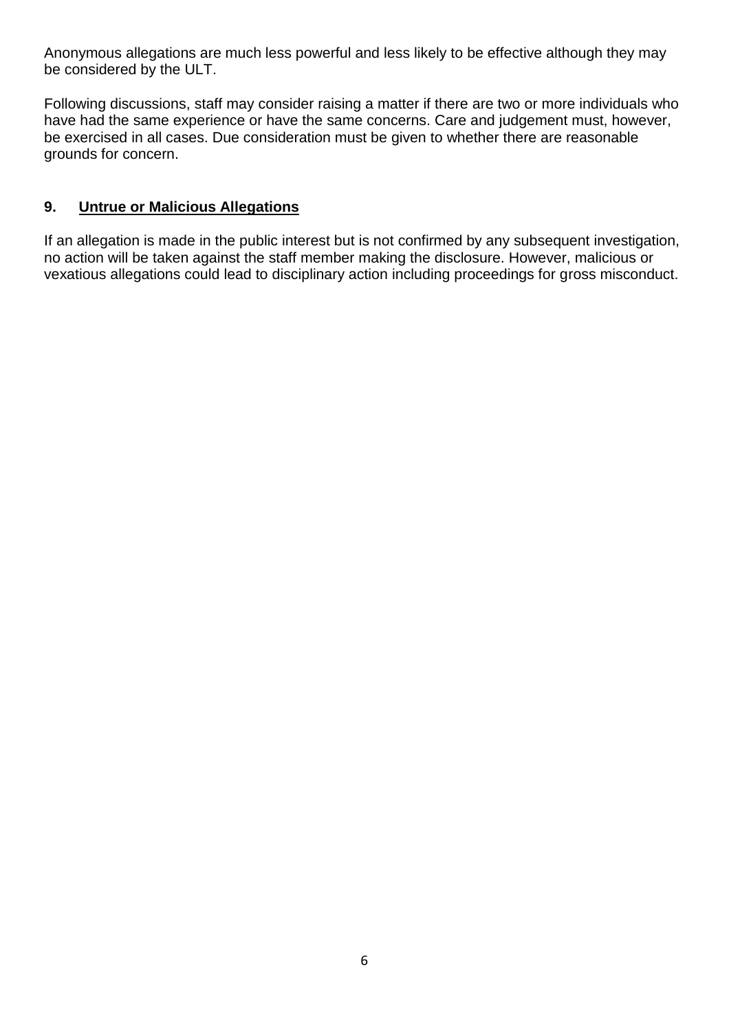Anonymous allegations are much less powerful and less likely to be effective although they may be considered by the ULT.

Following discussions, staff may consider raising a matter if there are two or more individuals who have had the same experience or have the same concerns. Care and judgement must, however, be exercised in all cases. Due consideration must be given to whether there are reasonable grounds for concern.

## 9. <u>Untrue or Malicious Allegations</u>

If an allegation is made in the public interest but is not confirmed by any subsequent investigation, no action will be taken against the staff member making the disclosure. However, malicious or vexatious allegations could lead to disciplinary action including proceedings for gross misconduct.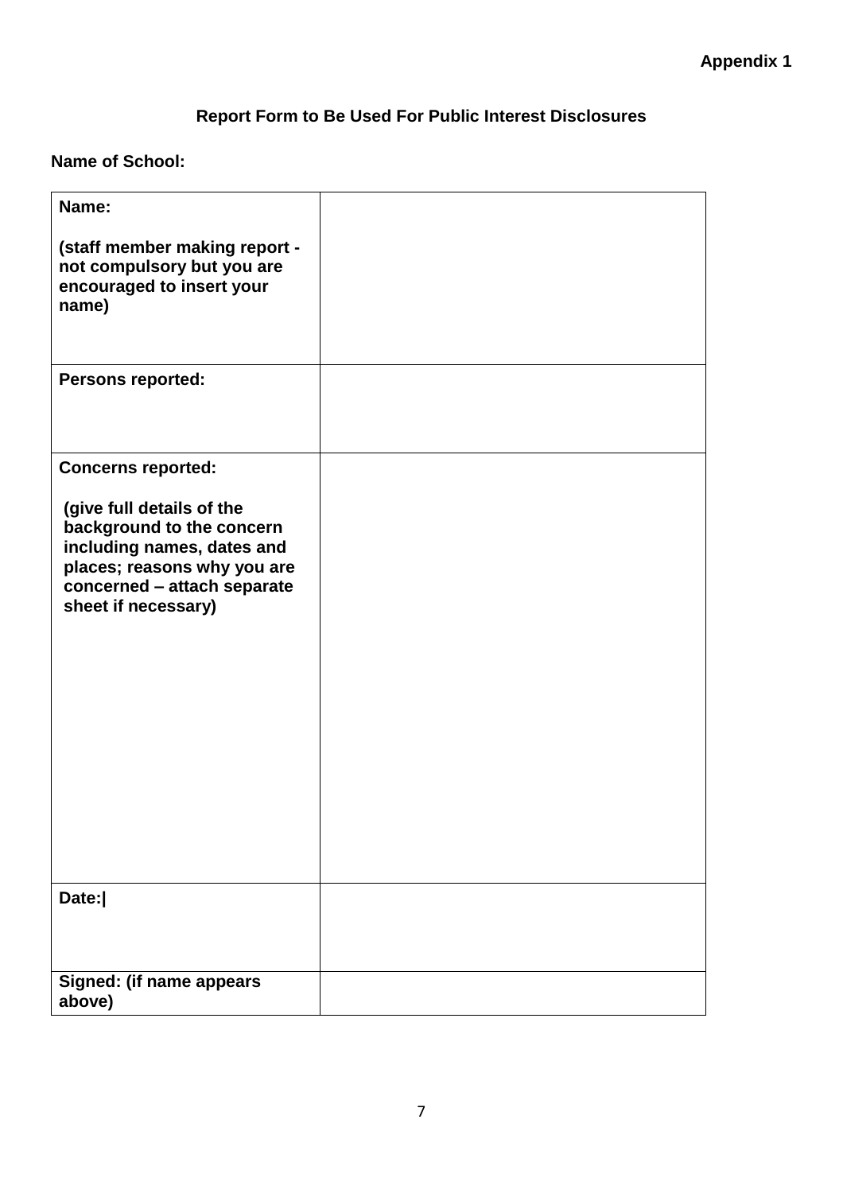**Appendix 1**

## Report Form to Be Used For Public Interest Disclosures

**Name of School:**

| | |
|---|---|
| **Name:**<br><br>**(staff member making report - not compulsory but you are encouraged to insert your name)** | |
| **Persons reported:** | |
| **Concerns reported:**<br><br>**(give full details of the background to the concern including names, dates and places; reasons why you are concerned – attach separate sheet if necessary)** | |
| **Date:\|** | |
| **Signed: (if name appears above)** | |